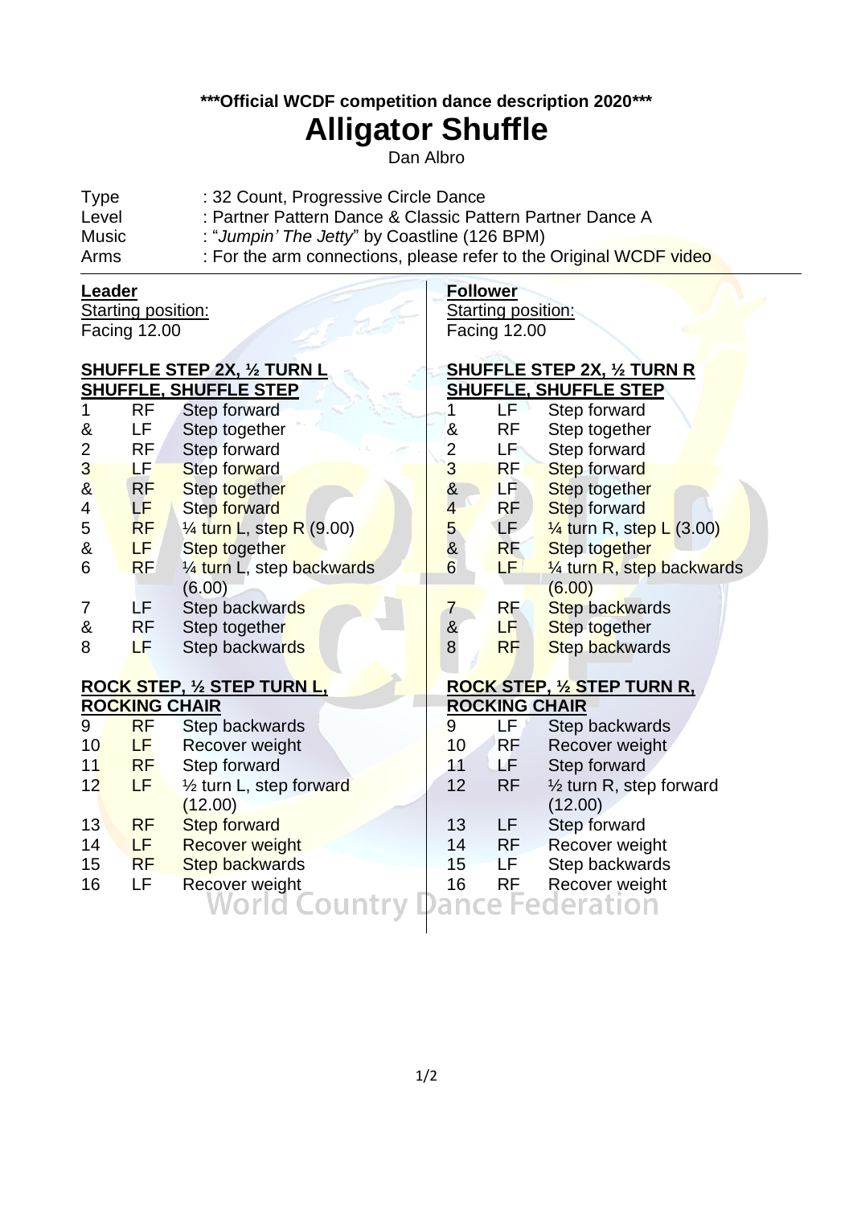**\*\*\*Official WCDF competition dance description 2020\*\*\***

# Alligator Shuffle

Dan Albro

| | |
|---|---|
| Type | : 32 Count, Progressive Circle Dance |
| Level | : Partner Pattern Dance & Classic Pattern Partner Dance A |
| Music | : "*Jumpin' The Jetty*" by Coastline (126 BPM) |
| Arms | : For the arm connections, please refer to the Original WCDF video |

## Leader

Starting position:
Facing 12.00

**SHUFFLE STEP 2X, ½ TURN L SHUFFLE, SHUFFLE STEP**

| | | |
|---|---|---|
| 1 | RF | Step forward |
| & | LF | Step together |
| 2 | RF | Step forward |
| 3 | LF | Step forward |
| & | RF | Step together |
| 4 | LF | Step forward |
| 5 | RF | ¼ turn L, step R (9.00) |
| & | LF | Step together |
| 6 | RF | ¼ turn L, step backwards (6.00) |
| 7 | LF | Step backwards |
| & | RF | Step together |
| 8 | LF | Step backwards |

**ROCK STEP, ½ STEP TURN L, ROCKING CHAIR**

| | | |
|---|---|---|
| 9 | RF | Step backwards |
| 10 | LF | Recover weight |
| 11 | RF | Step forward |
| 12 | LF | ½ turn L, step forward (12.00) |
| 13 | RF | Step forward |
| 14 | LF | Recover weight |
| 15 | RF | Step backwards |
| 16 | LF | Recover weight |

## Follower

Starting position:
Facing 12.00

**SHUFFLE STEP 2X, ½ TURN R SHUFFLE, SHUFFLE STEP**

| | | |
|---|---|---|
| 1 | LF | Step forward |
| & | RF | Step together |
| 2 | LF | Step forward |
| 3 | RF | Step forward |
| & | LF | Step together |
| 4 | RF | Step forward |
| 5 | LF | ¼ turn R, step L (3.00) |
| & | RF | Step together |
| 6 | LF | ¼ turn R, step backwards (6.00) |
| 7 | RF | Step backwards |
| & | LF | Step together |
| 8 | RF | Step backwards |

**ROCK STEP, ½ STEP TURN R, ROCKING CHAIR**

| | | |
|---|---|---|
| 9 | LF | Step backwards |
| 10 | RF | Recover weight |
| 11 | LF | Step forward |
| 12 | RF | ½ turn R, step forward (12.00) |
| 13 | LF | Step forward |
| 14 | RF | Recover weight |
| 15 | LF | Step backwards |
| 16 | RF | Recover weight |

World Country Dance Federation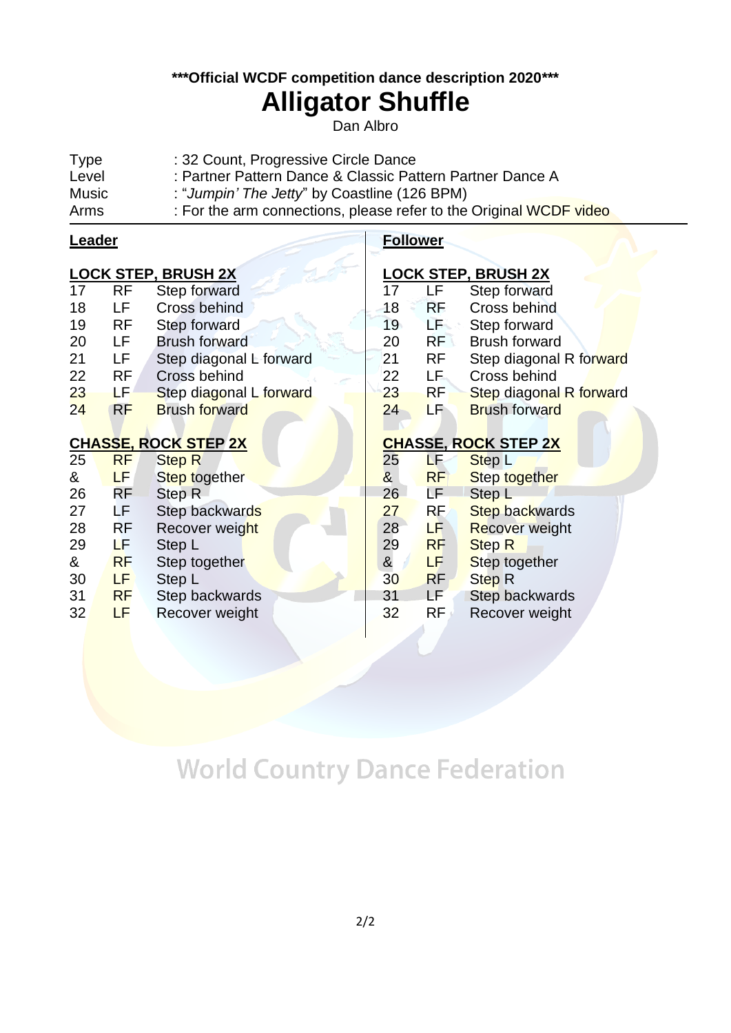***Official WCDF competition dance description 2020***

# Alligator Shuffle

Dan Albro

| | |
|---|---|
| Type | : 32 Count, Progressive Circle Dance |
| Level | : Partner Pattern Dance & Classic Pattern Partner Dance A |
| Music | : “*Jumpin’ The Jetty*” by Coastline (126 BPM) |
| Arms | : For the arm connections, please refer to the Original WCDF video |

## Leader

**LOCK STEP, BRUSH 2X**

| | | |
|---|---|---|
| 17 | RF | Step forward |
| 18 | LF | Cross behind |
| 19 | RF | Step forward |
| 20 | LF | Brush forward |
| 21 | LF | Step diagonal L forward |
| 22 | RF | Cross behind |
| 23 | LF | Step diagonal L forward |
| 24 | RF | Brush forward |

**CHASSE, ROCK STEP 2X**

| | | |
|---|---|---|
| 25 | RF | Step R |
| & | LF | Step together |
| 26 | RF | Step R |
| 27 | LF | Step backwards |
| 28 | RF | Recover weight |
| 29 | LF | Step L |
| & | RF | Step together |
| 30 | LF | Step L |
| 31 | RF | Step backwards |
| 32 | LF | Recover weight |

## Follower

**LOCK STEP, BRUSH 2X**

| | | |
|---|---|---|
| 17 | LF | Step forward |
| 18 | RF | Cross behind |
| 19 | LF | Step forward |
| 20 | RF | Brush forward |
| 21 | RF | Step diagonal R forward |
| 22 | LF | Cross behind |
| 23 | RF | Step diagonal R forward |
| 24 | LF | Brush forward |

**CHASSE, ROCK STEP 2X**

| | | |
|---|---|---|
| 25 | LF | Step L |
| & | RF | Step together |
| 26 | LF | Step L |
| 27 | RF | Step backwards |
| 28 | LF | Recover weight |
| 29 | RF | Step R |
| & | LF | Step together |
| 30 | RF | Step R |
| 31 | LF | Step backwards |
| 32 | RF | Recover weight |

World Country Dance Federation